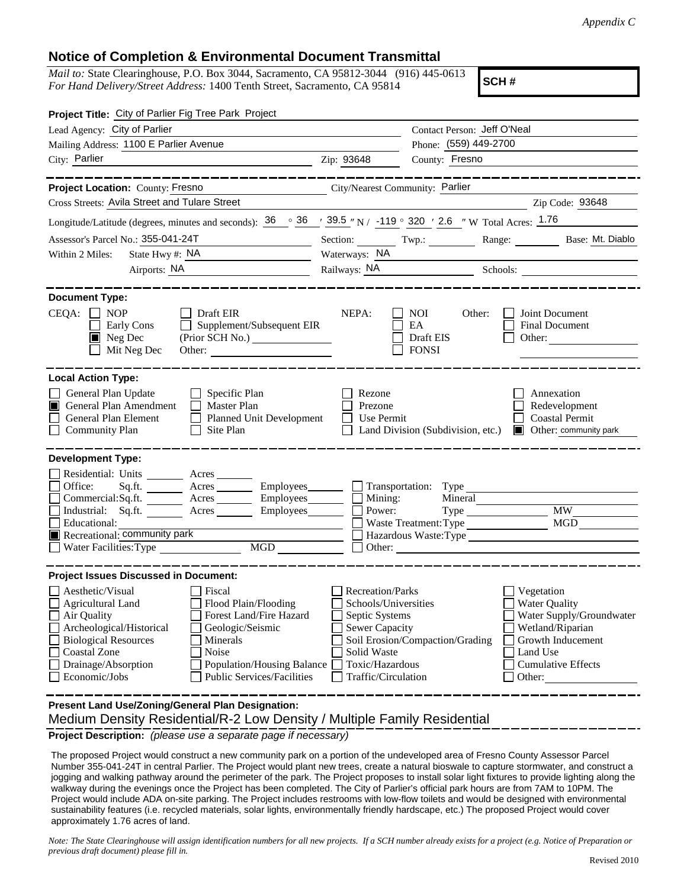*Appendix C*

## Notice of Completion & Environmental Document Transmittal

*Mail to:* State Clearinghouse, P.O. Box 3044, Sacramento, CA 95812-3044 (916) 445-0613
*For Hand Delivery/Street Address:* 1400 Tenth Street, Sacramento, CA 95814

**SCH #**

**Project Title:** City of Parlier Fig Tree Park Project

Lead Agency: City of Parlier
Contact Person: Jeff O'Neal
Mailing Address: 1100 E Parlier Avenue
Phone: (559) 449-2700
City: Parlier
Zip: 93648
County: Fresno

**Project Location:** County: Fresno
City/Nearest Community: Parlier
Cross Streets: Avila Street and Tulare Street
Zip Code: 93648

Longitude/Latitude (degrees, minutes and seconds): 36 ° 36 ′ 39.5 ″ N / -119 ° 320 ′ 2.6 ″ W Total Acres: 1.76

Assessor's Parcel No.: 355-041-24T
Section: ___ Twp.: ___ Range: ___ Base: Mt. Diablo

Within 2 Miles: State Hwy #: NA
Waterways: NA
Airports: NA
Railways: NA
Schools: ___

**Document Type:**

CEQA: ☐ NOP ☐ Early Cons ☒ Neg Dec ☐ Mit Neg Dec ☐ Draft EIR ☐ Supplement/Subsequent EIR (Prior SCH No.) ___ Other: ___

NEPA: ☐ NOI ☐ EA ☐ Draft EIS ☐ FONSI

Other: ☐ Joint Document ☐ Final Document ☐ Other: ___

**Local Action Type:**

☐ General Plan Update
☒ General Plan Amendment
☐ General Plan Element
☐ Community Plan
☐ Specific Plan
☐ Master Plan
☐ Planned Unit Development
☐ Site Plan
☐ Rezone
☐ Prezone
☐ Use Permit
☐ Land Division (Subdivision, etc.)
☐ Annexation
☐ Redevelopment
☐ Coastal Permit
☒ Other: community park

**Development Type:**

☐ Residential: Units ___ Acres ___
☐ Office: Sq.ft. ___ Acres ___ Employees ___
☐ Commercial: Sq.ft. ___ Acres ___ Employees ___
☐ Industrial: Sq.ft. ___ Acres ___ Employees ___
☐ Educational: ___
☒ Recreational: community park
☐ Water Facilities: Type ___ MGD ___
☐ Transportation: Type ___
☐ Mining: Mineral ___
☐ Power: Type ___ MW ___
☐ Waste Treatment: Type ___ MGD ___
☐ Hazardous Waste: Type ___
☐ Other: ___

**Project Issues Discussed in Document:**

☐ Aesthetic/Visual
☐ Agricultural Land
☐ Air Quality
☐ Archeological/Historical
☐ Biological Resources
☐ Coastal Zone
☐ Drainage/Absorption
☐ Economic/Jobs
☐ Fiscal
☐ Flood Plain/Flooding
☐ Forest Land/Fire Hazard
☐ Geologic/Seismic
☐ Minerals
☐ Noise
☐ Population/Housing Balance
☐ Public Services/Facilities
☐ Recreation/Parks
☐ Schools/Universities
☐ Septic Systems
☐ Sewer Capacity
☐ Soil Erosion/Compaction/Grading
☐ Solid Waste
☐ Toxic/Hazardous
☐ Traffic/Circulation
☐ Vegetation
☐ Water Quality
☐ Water Supply/Groundwater
☐ Wetland/Riparian
☐ Growth Inducement
☐ Land Use
☐ Cumulative Effects
☐ Other: ___

**Present Land Use/Zoning/General Plan Designation:**

Medium Density Residential/R-2 Low Density / Multiple Family Residential

**Project Description:** *(please use a separate page if necessary)*

The proposed Project would construct a new community park on a portion of the undeveloped area of Fresno County Assessor Parcel Number 355-041-24T in central Parlier. The Project would plant new trees, create a natural bioswale to capture stormwater, and construct a jogging and walking pathway around the perimeter of the park. The Project proposes to install solar light fixtures to provide lighting along the walkway during the evenings once the Project has been completed. The City of Parlier's official park hours are from 7AM to 10PM. The Project would include ADA on-site parking. The Project includes restrooms with low-flow toilets and would be designed with environmental sustainability features (i.e. recycled materials, solar lights, environmentally friendly hardscape, etc.) The proposed Project would cover approximately 1.76 acres of land.

*Note: The State Clearinghouse will assign identification numbers for all new projects. If a SCH number already exists for a project (e.g. Notice of Preparation or previous draft document) please fill in.*

Revised 2010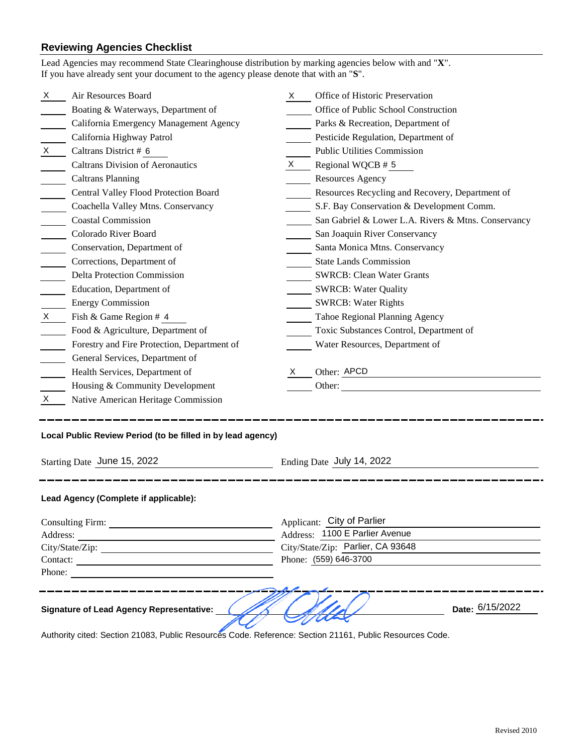## Reviewing Agencies Checklist

Lead Agencies may recommend State Clearinghouse distribution by marking agencies below with and "**X**".
If you have already sent your document to the agency please denote that with an "**S**".

| | | | |
|---|---|---|---|
| X | Air Resources Board | X | Office of Historic Preservation |
| | Boating & Waterways, Department of | | Office of Public School Construction |
| | California Emergency Management Agency | | Parks & Recreation, Department of |
| | California Highway Patrol | | Pesticide Regulation, Department of |
| X | Caltrans District # 6 | | Public Utilities Commission |
| | Caltrans Division of Aeronautics | X | Regional WQCB # 5 |
| | Caltrans Planning | | Resources Agency |
| | Central Valley Flood Protection Board | | Resources Recycling and Recovery, Department of |
| | Coachella Valley Mtns. Conservancy | | S.F. Bay Conservation & Development Comm. |
| | Coastal Commission | | San Gabriel & Lower L.A. Rivers & Mtns. Conservancy |
| | Colorado River Board | | San Joaquin River Conservancy |
| | Conservation, Department of | | Santa Monica Mtns. Conservancy |
| | Corrections, Department of | | State Lands Commission |
| | Delta Protection Commission | | SWRCB: Clean Water Grants |
| | Education, Department of | | SWRCB: Water Quality |
| | Energy Commission | | SWRCB: Water Rights |
| X | Fish & Game Region # 4 | | Tahoe Regional Planning Agency |
| | Food & Agriculture, Department of | | Toxic Substances Control, Department of |
| | Forestry and Fire Protection, Department of | | Water Resources, Department of |
| | General Services, Department of | | |
| | Health Services, Department of | X | Other: APCD |
| | Housing & Community Development | | Other: |
| X | Native American Heritage Commission | | |

---

**Local Public Review Period (to be filled in by lead agency)**

Starting Date June 15, 2022 Ending Date July 14, 2022

---

**Lead Agency (Complete if applicable):**

Consulting Firm:
Address:
City/State/Zip:
Contact:
Phone:

Applicant: City of Parlier
Address: 1100 E Parlier Avenue
City/State/Zip: Parlier, CA 93648
Phone: (559) 646-3700

---

**Signature of Lead Agency Representative:** [signature] **Date:** 6/15/2022

Authority cited: Section 21083, Public Resources Code. Reference: Section 21161, Public Resources Code.

Revised 2010